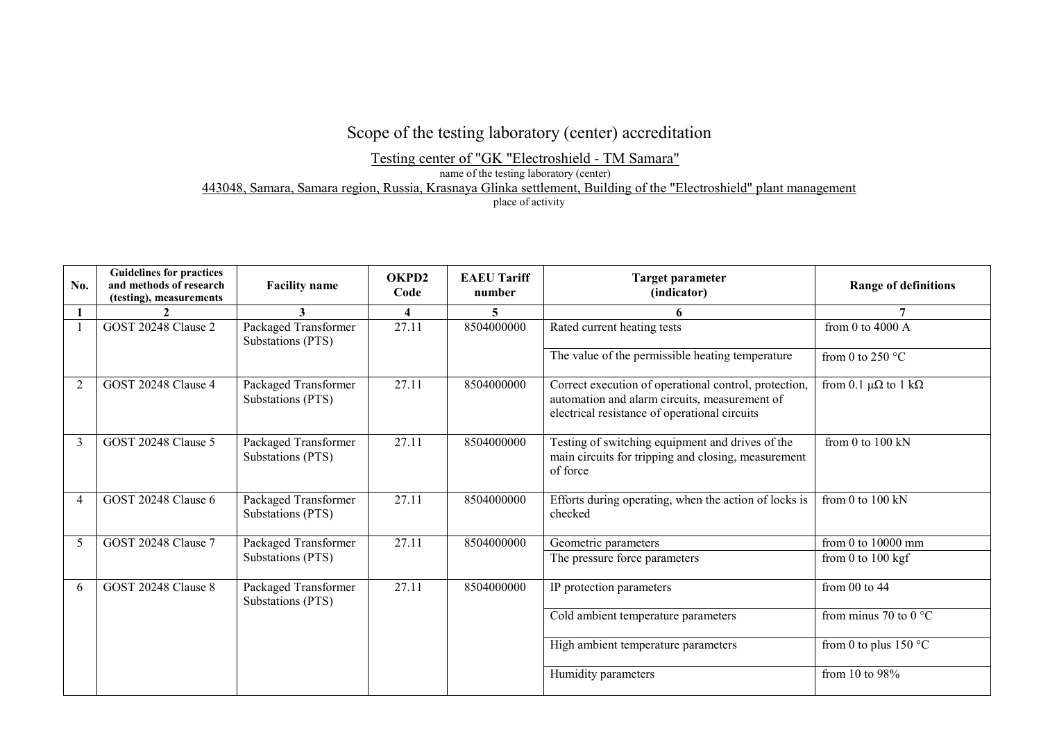# Scope of the testing laboratory (center) accreditation

Testing center of "GK "Electroshield - TM Samara"

name of the testing laboratory (center)

443048, Samara, Samara region, Russia, Krasnaya Glinka settlement, Building of the "Electroshield" plant management

place of activity

| No. | Guidelines for practices and methods of research (testing), measurements | Facility name | OKPD2 Code | EAEU Tariff number | Target parameter (indicator) | Range of definitions |
|---|---|---|---|---|---|---|
| 1 | 2 | 3 | 4 | 5 | 6 | 7 |
| 1 | GOST 20248 Clause 2 | Packaged Transformer Substations (PTS) | 27.11 | 8504000000 | Rated current heating tests | from 0 to 4000 A |
| | | | | | The value of the permissible heating temperature | from 0 to 250 °C |
| 2 | GOST 20248 Clause 4 | Packaged Transformer Substations (PTS) | 27.11 | 8504000000 | Correct execution of operational control, protection, automation and alarm circuits, measurement of electrical resistance of operational circuits | from 0.1 μΩ to 1 kΩ |
| 3 | GOST 20248 Clause 5 | Packaged Transformer Substations (PTS) | 27.11 | 8504000000 | Testing of switching equipment and drives of the main circuits for tripping and closing, measurement of force | from 0 to 100 kN |
| 4 | GOST 20248 Clause 6 | Packaged Transformer Substations (PTS) | 27.11 | 8504000000 | Efforts during operating, when the action of locks is checked | from 0 to 100 kN |
| 5 | GOST 20248 Clause 7 | Packaged Transformer Substations (PTS) | 27.11 | 8504000000 | Geometric parameters | from 0 to 10000 mm |
| | | | | | The pressure force parameters | from 0 to 100 kgf |
| 6 | GOST 20248 Clause 8 | Packaged Transformer Substations (PTS) | 27.11 | 8504000000 | IP protection parameters | from 00 to 44 |
| | | | | | Cold ambient temperature parameters | from minus 70 to 0 °C |
| | | | | | High ambient temperature parameters | from 0 to plus 150 °C |
| | | | | | Humidity parameters | from 10 to 98% |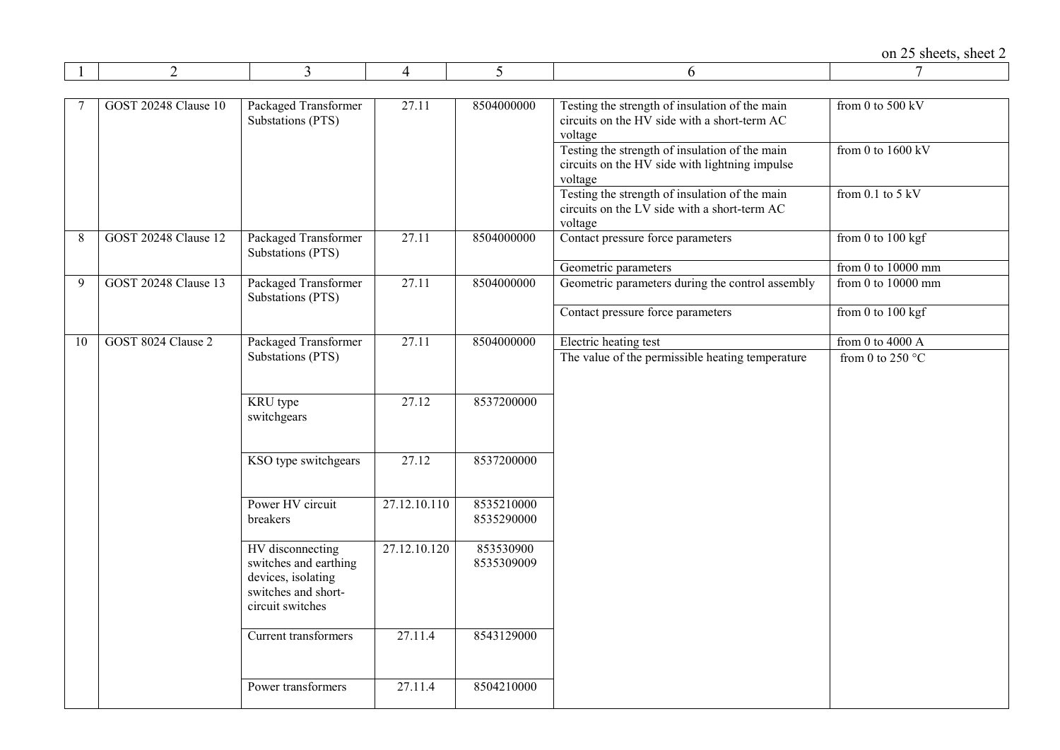| 1 | 2 | 3 | 4 | 5 | 6 | 7 |
|---|---|---|---|---|---|---|
| 7 | GOST 20248 Clause 10 | Packaged Transformer Substations (PTS) | 27.11 | 8504000000 | Testing the strength of insulation of the main circuits on the HV side with a short-term AC voltage | from 0 to 500 kV |
| | | | | | Testing the strength of insulation of the main circuits on the HV side with lightning impulse voltage | from 0 to 1600 kV |
| | | | | | Testing the strength of insulation of the main circuits on the LV side with a short-term AC voltage | from 0.1 to 5 kV |
| 8 | GOST 20248 Clause 12 | Packaged Transformer Substations (PTS) | 27.11 | 8504000000 | Contact pressure force parameters | from 0 to 100 kgf |
| | | | | | Geometric parameters | from 0 to 10000 mm |
| 9 | GOST 20248 Clause 13 | Packaged Transformer Substations (PTS) | 27.11 | 8504000000 | Geometric parameters during the control assembly | from 0 to 10000 mm |
| | | | | | Contact pressure force parameters | from 0 to 100 kgf |
| 10 | GOST 8024 Clause 2 | Packaged Transformer Substations (PTS) | 27.11 | 8504000000 | Electric heating test | from 0 to 4000 A |
| | | | | | The value of the permissible heating temperature | from 0 to 250 °C |
| | | KRU type switchgears | 27.12 | 8537200000 | | |
| | | KSO type switchgears | 27.12 | 8537200000 | | |
| | | Power HV circuit breakers | 27.12.10.110 | 8535210000 8535290000 | | |
| | | HV disconnecting switches and earthing devices, isolating switches and short-circuit switches | 27.12.10.120 | 853530900 8535309009 | | |
| | | Current transformers | 27.11.4 | 8543129000 | | |
| | | Power transformers | 27.11.4 | 8504210000 | | |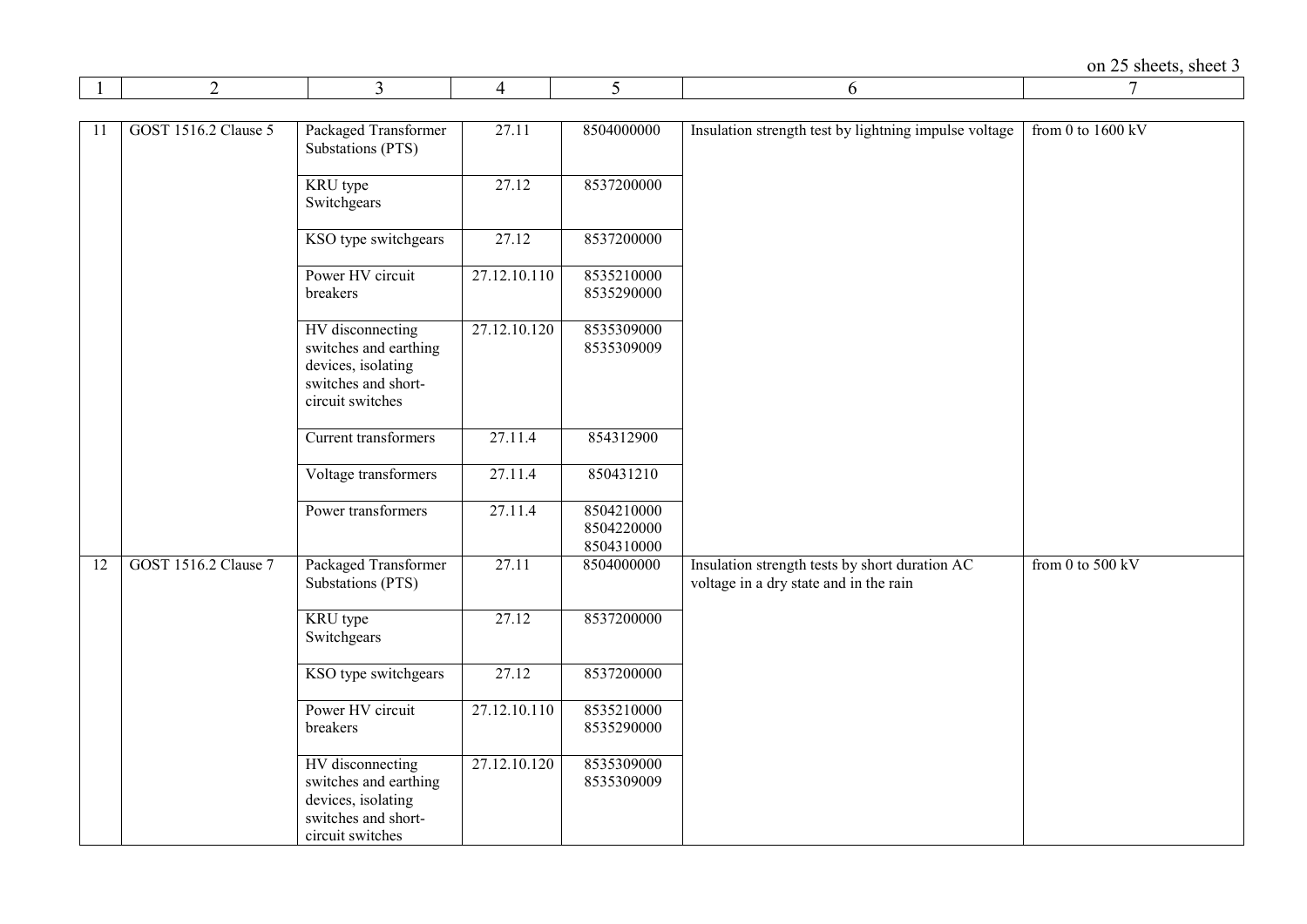| 1 | 2 | 3 | 4 | 5 | 6 | 7 |
|---|---|---|---|---|---|---|
| 11 | GOST 1516.2 Clause 5 | Packaged Transformer Substations (PTS) | 27.11 | 8504000000 | Insulation strength test by lightning impulse voltage | from 0 to 1600 kV |
| | | KRU type Switchgears | 27.12 | 8537200000 | | |
| | | KSO type switchgears | 27.12 | 8537200000 | | |
| | | Power HV circuit breakers | 27.12.10.110 | 8535210000 8535290000 | | |
| | | HV disconnecting switches and earthing devices, isolating switches and short-circuit switches | 27.12.10.120 | 8535309000 8535309009 | | |
| | | Current transformers | 27.11.4 | 854312900 | | |
| | | Voltage transformers | 27.11.4 | 850431210 | | |
| | | Power transformers | 27.11.4 | 8504210000 8504220000 8504310000 | | |
| 12 | GOST 1516.2 Clause 7 | Packaged Transformer Substations (PTS) | 27.11 | 8504000000 | Insulation strength tests by short duration AC voltage in a dry state and in the rain | from 0 to 500 kV |
| | | KRU type Switchgears | 27.12 | 8537200000 | | |
| | | KSO type switchgears | 27.12 | 8537200000 | | |
| | | Power HV circuit breakers | 27.12.10.110 | 8535210000 8535290000 | | |
| | | HV disconnecting switches and earthing devices, isolating switches and short-circuit switches | 27.12.10.120 | 8535309000 8535309009 | | |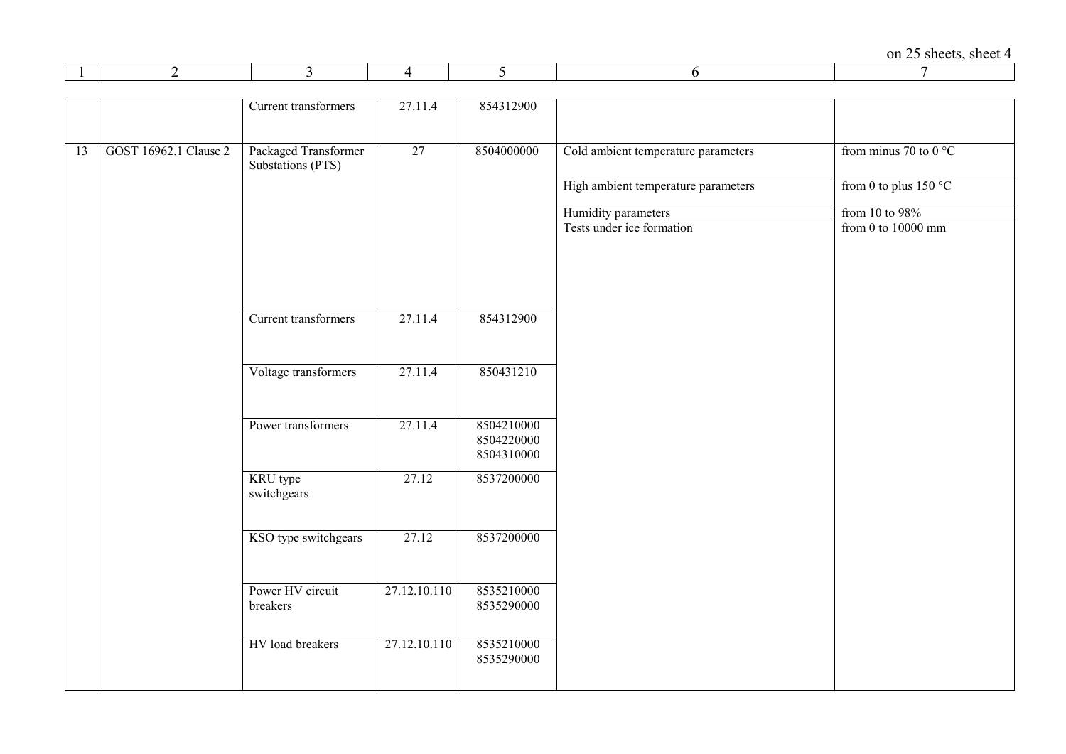| 1 | 2 | 3 | 4 | 5 | 6 | 7 |
|---|---|---|---|---|---|---|
| | | Current transformers | 27.11.4 | 854312900 | | |
| 13 | GOST 16962.1 Clause 2 | Packaged Transformer Substations (PTS) | 27 | 8504000000 | Cold ambient temperature parameters | from minus 70 to 0 °C |
| | | | | | High ambient temperature parameters | from 0 to plus 150 °C |
| | | | | | Humidity parameters | from 10 to 98% |
| | | | | | Tests under ice formation | from 0 to 10000 mm |
| | | Current transformers | 27.11.4 | 854312900 | | |
| | | Voltage transformers | 27.11.4 | 850431210 | | |
| | | Power transformers | 27.11.4 | 8504210000<br>8504220000<br>8504310000 | | |
| | | KRU type switchgears | 27.12 | 8537200000 | | |
| | | KSO type switchgears | 27.12 | 8537200000 | | |
| | | Power HV circuit breakers | 27.12.10.110 | 8535210000<br>8535290000 | | |
| | | HV load breakers | 27.12.10.110 | 8535210000<br>8535290000 | | |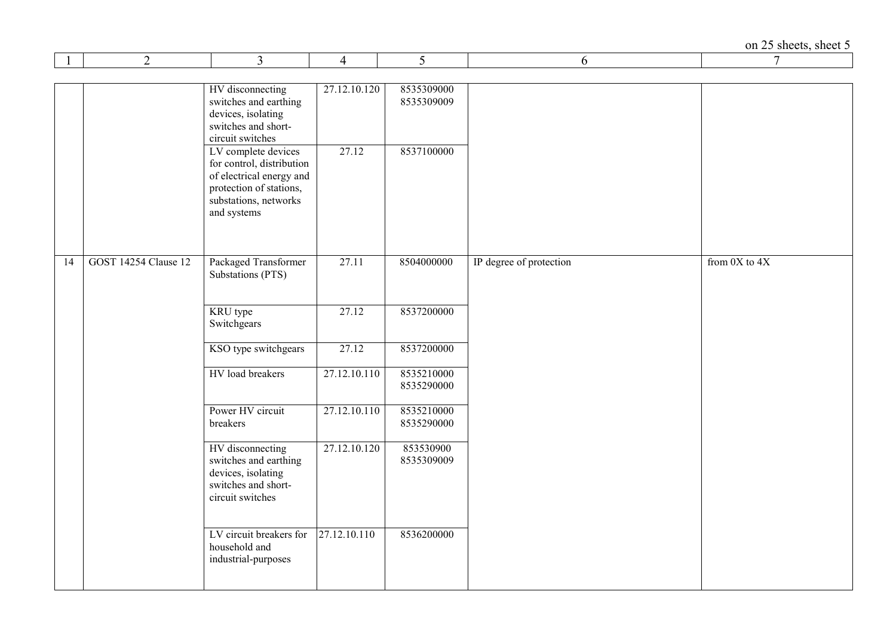| 1 | 2 | 3 | 4 | 5 | 6 | 7 |
|---|---|---|---|---|---|---|
| | | HV disconnecting switches and earthing devices, isolating switches and short-circuit switches | 27.12.10.120 | 8535309000<br>8535309009 | | |
| | | LV complete devices for control, distribution of electrical energy and protection of stations, substations, networks and systems | 27.12 | 8537100000 | | |
| 14 | GOST 14254 Clause 12 | Packaged Transformer Substations (PTS) | 27.11 | 8504000000 | IP degree of protection | from 0X to 4X |
| | | KRU type Switchgears | 27.12 | 8537200000 | | |
| | | KSO type switchgears | 27.12 | 8537200000 | | |
| | | HV load breakers | 27.12.10.110 | 8535210000<br>8535290000 | | |
| | | Power HV circuit breakers | 27.12.10.110 | 8535210000<br>8535290000 | | |
| | | HV disconnecting switches and earthing devices, isolating switches and short-circuit switches | 27.12.10.120 | 853530900<br>8535309009 | | |
| | | LV circuit breakers for household and industrial-purposes | 27.12.10.110 | 8536200000 | | |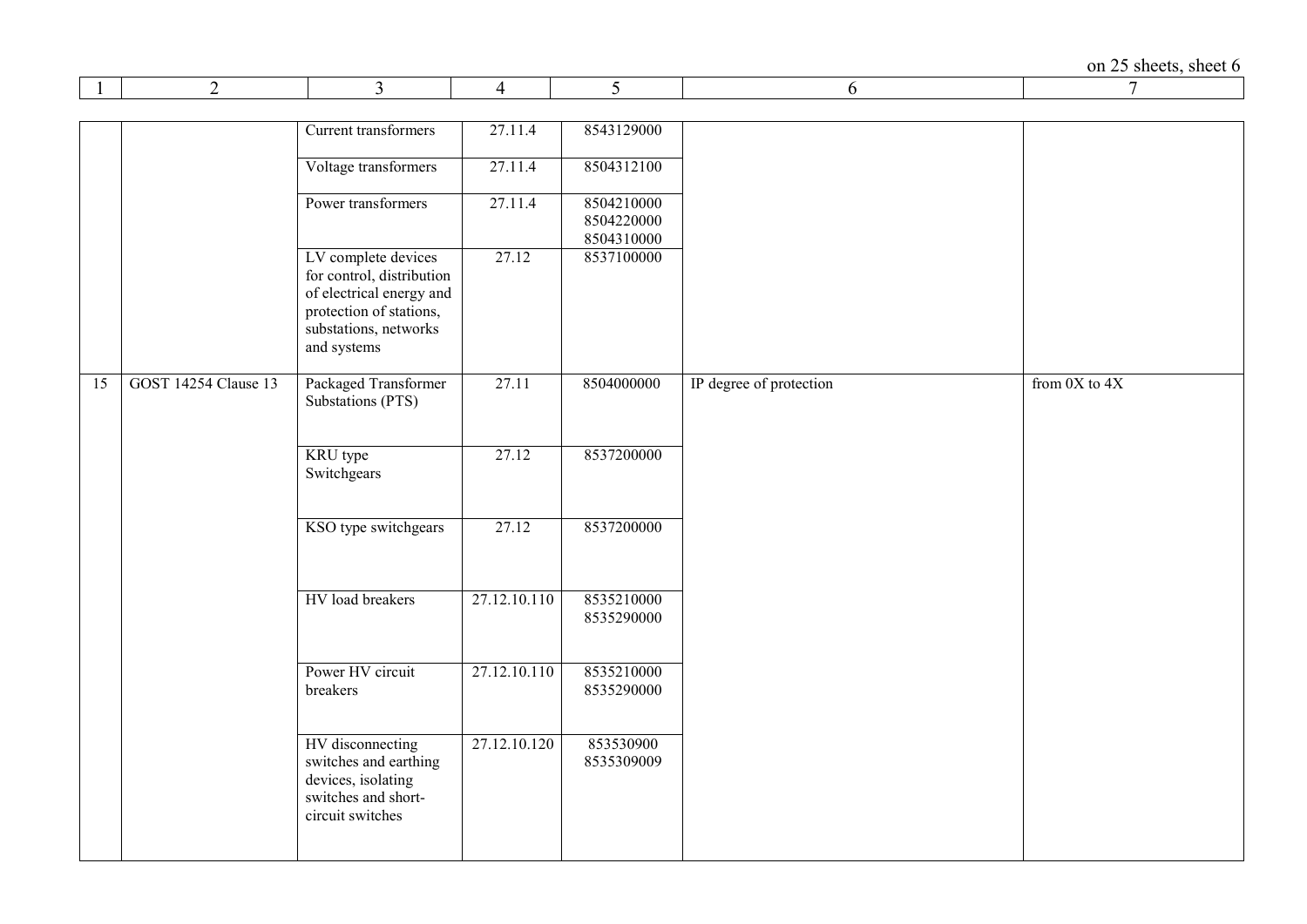| 1 | 2 | 3 | 4 | 5 | 6 | 7 |
|---|---|---|---|---|---|---|
| | | Current transformers | 27.11.4 | 8543129000 | | |
| | | Voltage transformers | 27.11.4 | 8504312100 | | |
| | | Power transformers | 27.11.4 | 8504210000<br>8504220000<br>8504310000 | | |
| | | LV complete devices for control, distribution of electrical energy and protection of stations, substations, networks and systems | 27.12 | 8537100000 | | |
| 15 | GOST 14254 Clause 13 | Packaged Transformer Substations (PTS) | 27.11 | 8504000000 | IP degree of protection | from 0X to 4X |
| | | KRU type Switchgears | 27.12 | 8537200000 | | |
| | | KSO type switchgears | 27.12 | 8537200000 | | |
| | | HV load breakers | 27.12.10.110 | 8535210000<br>8535290000 | | |
| | | Power HV circuit breakers | 27.12.10.110 | 8535210000<br>8535290000 | | |
| | | HV disconnecting switches and earthing devices, isolating switches and short-circuit switches | 27.12.10.120 | 853530900<br>8535309009 | | |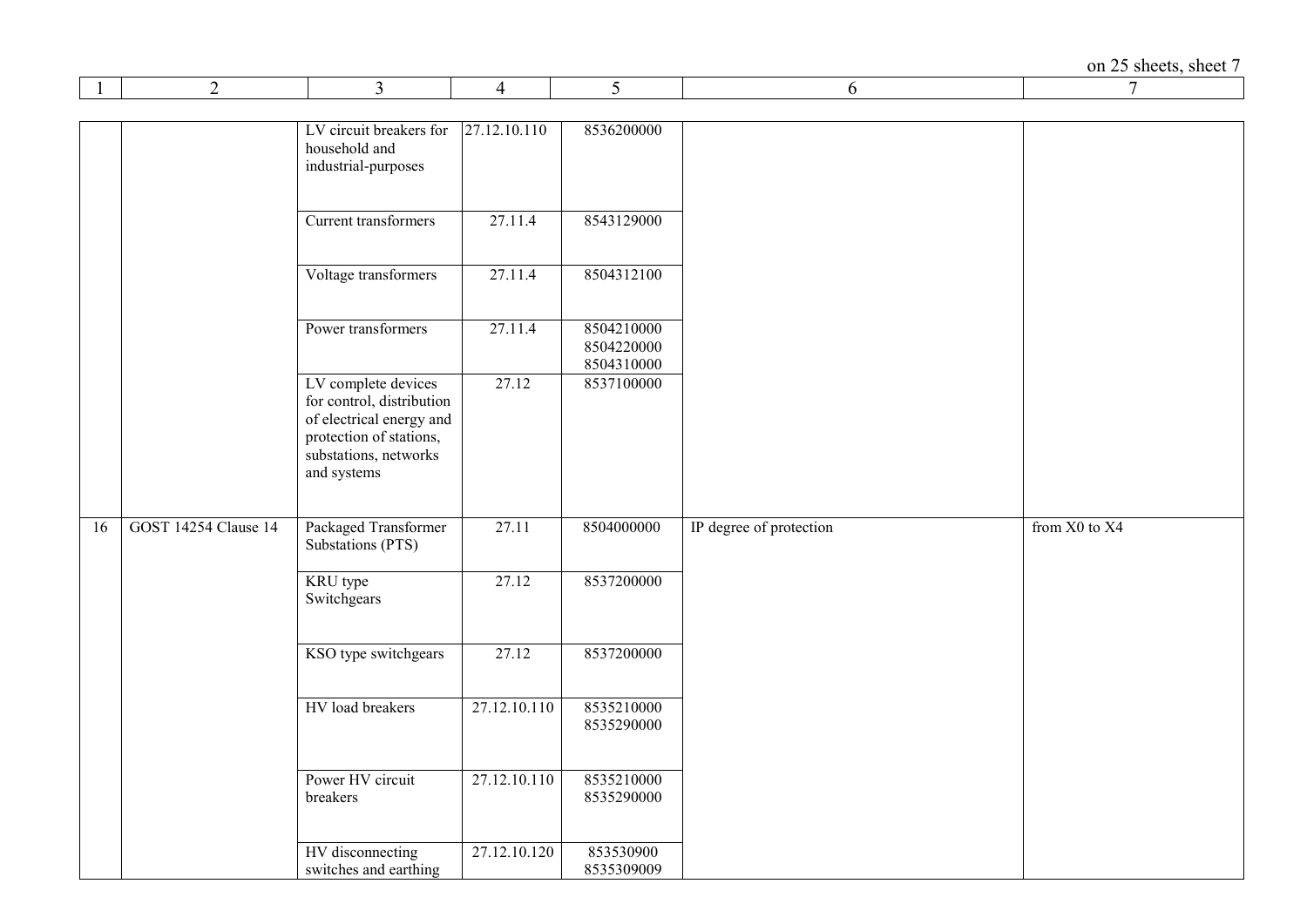| 1 | 2 | 3 | 4 | 5 | 6 | 7 |
|---|---|---|---|---|---|---|
| | | LV circuit breakers for household and industrial-purposes | 27.12.10.110 | 8536200000 | | |
| | | Current transformers | 27.11.4 | 8543129000 | | |
| | | Voltage transformers | 27.11.4 | 8504312100 | | |
| | | Power transformers | 27.11.4 | 8504210000<br>8504220000<br>8504310000 | | |
| | | LV complete devices for control, distribution of electrical energy and protection of stations, substations, networks and systems | 27.12 | 8537100000 | | |
| 16 | GOST 14254 Clause 14 | Packaged Transformer Substations (PTS) | 27.11 | 8504000000 | IP degree of protection | from X0 to X4 |
| | | KRU type Switchgears | 27.12 | 8537200000 | | |
| | | KSO type switchgears | 27.12 | 8537200000 | | |
| | | HV load breakers | 27.12.10.110 | 8535210000<br>8535290000 | | |
| | | Power HV circuit breakers | 27.12.10.110 | 8535210000<br>8535290000 | | |
| | | HV disconnecting switches and earthing | 27.12.10.120 | 853530900<br>8535309009 | | |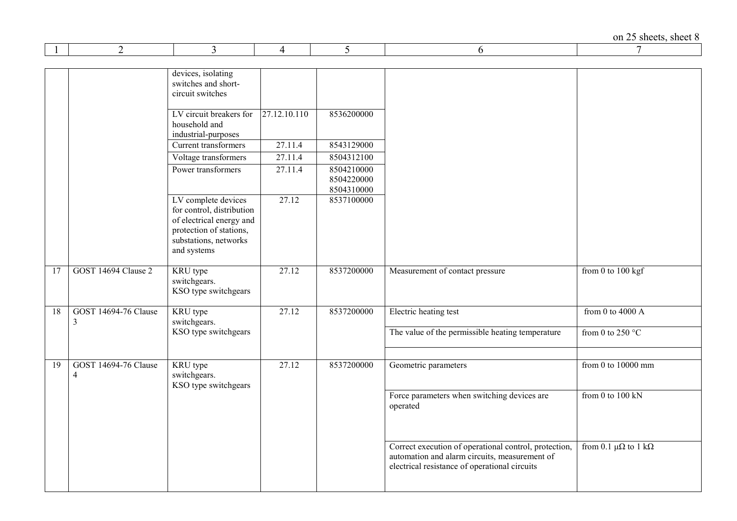| 1 | 2 | 3 | 4 | 5 | 6 | 7 |
|---|---|---|---|---|---|---|
| | | devices, isolating switches and short-circuit switches | | | | |
| | | LV circuit breakers for household and industrial-purposes | 27.12.10.110 | 8536200000 | | |
| | | Current transformers | 27.11.4 | 8543129000 | | |
| | | Voltage transformers | 27.11.4 | 8504312100 | | |
| | | Power transformers | 27.11.4 | 8504210000<br>8504220000<br>8504310000 | | |
| | | LV complete devices for control, distribution of electrical energy and protection of stations, substations, networks and systems | 27.12 | 8537100000 | | |
| 17 | GOST 14694 Clause 2 | KRU type switchgears.<br>KSO type switchgears | 27.12 | 8537200000 | Measurement of contact pressure | from 0 to 100 kgf |
| 18 | GOST 14694-76 Clause 3 | KRU type switchgears.<br>KSO type switchgears | 27.12 | 8537200000 | Electric heating test | from 0 to 4000 A |
| | | | | | The value of the permissible heating temperature | from 0 to 250 °C |
| | | | | | | |
| 19 | GOST 14694-76 Clause 4 | KRU type switchgears.<br>KSO type switchgears | 27.12 | 8537200000 | Geometric parameters | from 0 to 10000 mm |
| | | | | | Force parameters when switching devices are operated | from 0 to 100 kN |
| | | | | | Correct execution of operational control, protection, automation and alarm circuits, measurement of electrical resistance of operational circuits | from 0.1 μΩ to 1 kΩ |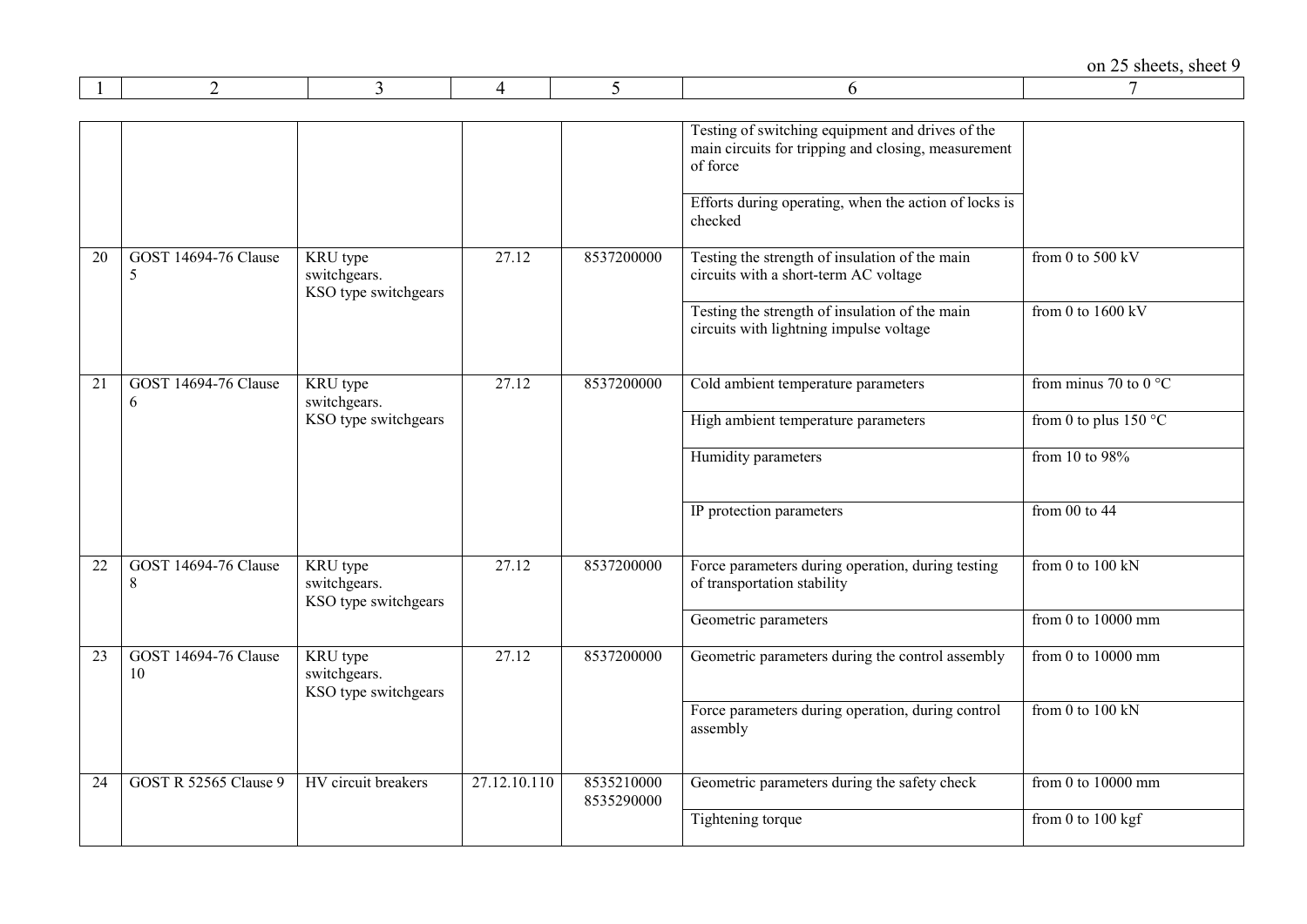| 1 | 2 | 3 | 4 | 5 | 6 | 7 |
|---|---|---|---|---|---|---|
| | | | | | Testing of switching equipment and drives of the main circuits for tripping and closing, measurement of force | |
| | | | | | Efforts during operating, when the action of locks is checked | |
| 20 | GOST 14694-76 Clause 5 | KRU type switchgears. KSO type switchgears | 27.12 | 8537200000 | Testing the strength of insulation of the main circuits with a short-term AC voltage | from 0 to 500 kV |
| | | | | | Testing the strength of insulation of the main circuits with lightning impulse voltage | from 0 to 1600 kV |
| 21 | GOST 14694-76 Clause 6 | KRU type switchgears. KSO type switchgears | 27.12 | 8537200000 | Cold ambient temperature parameters | from minus 70 to 0 °C |
| | | | | | High ambient temperature parameters | from 0 to plus 150 °C |
| | | | | | Humidity parameters | from 10 to 98% |
| | | | | | IP protection parameters | from 00 to 44 |
| 22 | GOST 14694-76 Clause 8 | KRU type switchgears. KSO type switchgears | 27.12 | 8537200000 | Force parameters during operation, during testing of transportation stability | from 0 to 100 kN |
| | | | | | Geometric parameters | from 0 to 10000 mm |
| 23 | GOST 14694-76 Clause 10 | KRU type switchgears. KSO type switchgears | 27.12 | 8537200000 | Geometric parameters during the control assembly | from 0 to 10000 mm |
| | | | | | Force parameters during operation, during control assembly | from 0 to 100 kN |
| 24 | GOST R 52565 Clause 9 | HV circuit breakers | 27.12.10.110 | 8535210000 8535290000 | Geometric parameters during the safety check | from 0 to 10000 mm |
| | | | | | Tightening torque | from 0 to 100 kgf |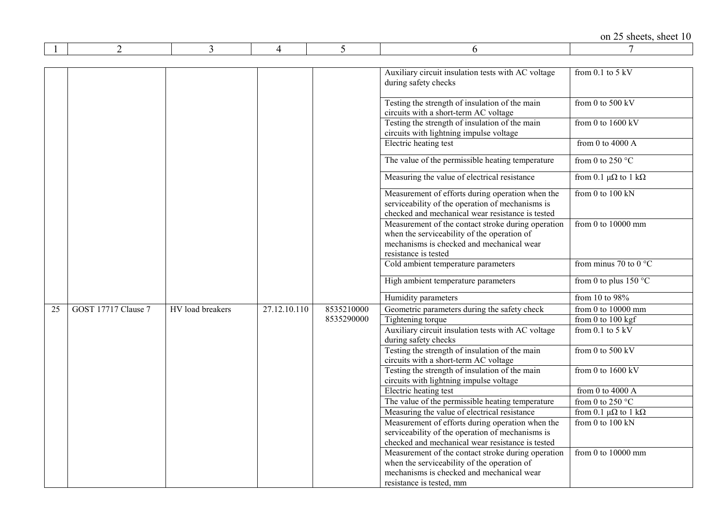| 1 | 2 | 3 | 4 | 5 | 6 | 7 |
|---|---|---|---|---|---|---|
| | | | | | Auxiliary circuit insulation tests with AC voltage during safety checks | from 0.1 to 5 kV |
| | | | | | Testing the strength of insulation of the main circuits with a short-term AC voltage | from 0 to 500 kV |
| | | | | | Testing the strength of insulation of the main circuits with lightning impulse voltage | from 0 to 1600 kV |
| | | | | | Electric heating test | from 0 to 4000 A |
| | | | | | The value of the permissible heating temperature | from 0 to 250 °C |
| | | | | | Measuring the value of electrical resistance | from 0.1 μΩ to 1 kΩ |
| | | | | | Measurement of efforts during operation when the serviceability of the operation of mechanisms is checked and mechanical wear resistance is tested | from 0 to 100 kN |
| | | | | | Measurement of the contact stroke during operation when the serviceability of the operation of mechanisms is checked and mechanical wear resistance is tested | from 0 to 10000 mm |
| | | | | | Cold ambient temperature parameters | from minus 70 to 0 °C |
| | | | | | High ambient temperature parameters | from 0 to plus 150 °C |
| | | | | | Humidity parameters | from 10 to 98% |
| 25 | GOST 17717 Clause 7 | HV load breakers | 27.12.10.110 | 8535210000 8535290000 | Geometric parameters during the safety check | from 0 to 10000 mm |
| | | | | | Tightening torque | from 0 to 100 kgf |
| | | | | | Auxiliary circuit insulation tests with AC voltage during safety checks | from 0.1 to 5 kV |
| | | | | | Testing the strength of insulation of the main circuits with a short-term AC voltage | from 0 to 500 kV |
| | | | | | Testing the strength of insulation of the main circuits with lightning impulse voltage | from 0 to 1600 kV |
| | | | | | Electric heating test | from 0 to 4000 A |
| | | | | | The value of the permissible heating temperature | from 0 to 250 °C |
| | | | | | Measuring the value of electrical resistance | from 0.1 μΩ to 1 kΩ |
| | | | | | Measurement of efforts during operation when the serviceability of the operation of mechanisms is checked and mechanical wear resistance is tested | from 0 to 100 kN |
| | | | | | Measurement of the contact stroke during operation when the serviceability of the operation of mechanisms is checked and mechanical wear resistance is tested, mm | from 0 to 10000 mm |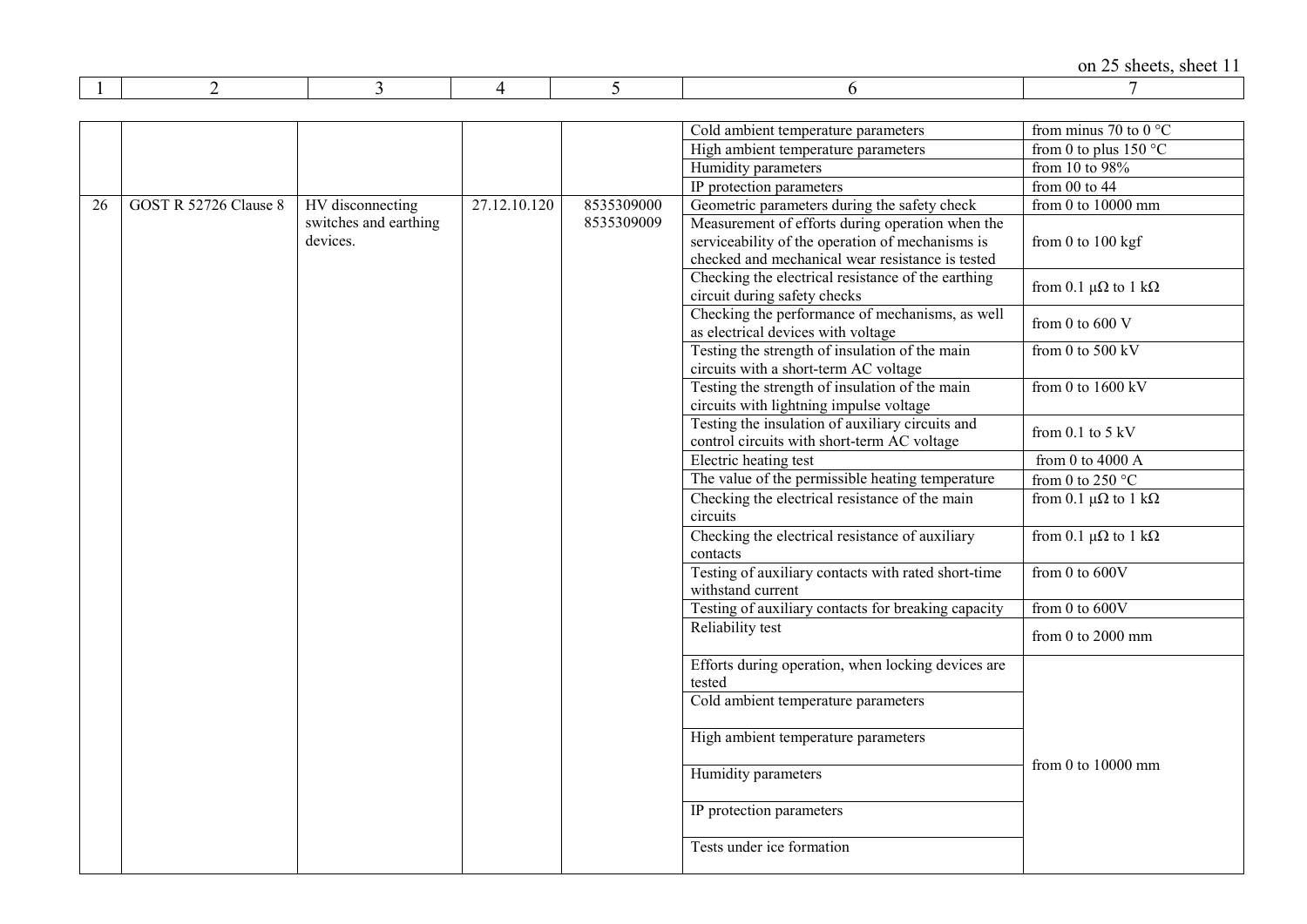| 1 | 2 | 3 | 4 | 5 | 6 | 7 |
|---|---|---|---|---|---|---|
| | | | | | Cold ambient temperature parameters | from minus 70 to 0 °C |
| | | | | | High ambient temperature parameters | from 0 to plus 150 °C |
| | | | | | Humidity parameters | from 10 to 98% |
| | | | | | IP protection parameters | from 00 to 44 |
| 26 | GOST R 52726 Clause 8 | HV disconnecting switches and earthing devices. | 27.12.10.120 | 8535309000 8535309009 | Geometric parameters during the safety check | from 0 to 10000 mm |
| | | | | | Measurement of efforts during operation when the serviceability of the operation of mechanisms is checked and mechanical wear resistance is tested | from 0 to 100 kgf |
| | | | | | Checking the electrical resistance of the earthing circuit during safety checks | from 0.1 μΩ to 1 kΩ |
| | | | | | Checking the performance of mechanisms, as well as electrical devices with voltage | from 0 to 600 V |
| | | | | | Testing the strength of insulation of the main circuits with a short-term AC voltage | from 0 to 500 kV |
| | | | | | Testing the strength of insulation of the main circuits with lightning impulse voltage | from 0 to 1600 kV |
| | | | | | Testing the insulation of auxiliary circuits and control circuits with short-term AC voltage | from 0.1 to 5 kV |
| | | | | | Electric heating test | from 0 to 4000 A |
| | | | | | The value of the permissible heating temperature | from 0 to 250 °C |
| | | | | | Checking the electrical resistance of the main circuits | from 0.1 μΩ to 1 kΩ |
| | | | | | Checking the electrical resistance of auxiliary contacts | from 0.1 μΩ to 1 kΩ |
| | | | | | Testing of auxiliary contacts with rated short-time withstand current | from 0 to 600V |
| | | | | | Testing of auxiliary contacts for breaking capacity | from 0 to 600V |
| | | | | | Reliability test | from 0 to 2000 mm |
| | | | | | Efforts during operation, when locking devices are tested | from 0 to 10000 mm |
| | | | | | Cold ambient temperature parameters | |
| | | | | | High ambient temperature parameters | |
| | | | | | Humidity parameters | |
| | | | | | IP protection parameters | |
| | | | | | Tests under ice formation | |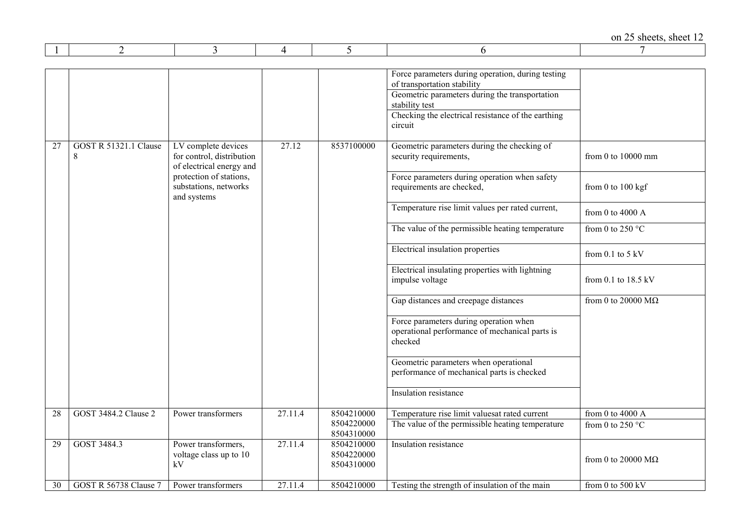| 1 | 2 | 3 | 4 | 5 | 6 | 7 |
|---|---|---|---|---|---|---|
| | | | | | Force parameters during operation, during testing of transportation stability | |
| | | | | | Geometric parameters during the transportation stability test | |
| | | | | | Checking the electrical resistance of the earthing circuit | |
| 27 | GOST R 51321.1 Clause 8 | LV complete devices for control, distribution of electrical energy and protection of stations, substations, networks and systems | 27.12 | 8537100000 | Geometric parameters during the checking of security requirements, | from 0 to 10000 mm |
| | | | | | Force parameters during operation when safety requirements are checked, | from 0 to 100 kgf |
| | | | | | Temperature rise limit values per rated current, | from 0 to 4000 A |
| | | | | | The value of the permissible heating temperature | from 0 to 250 °C |
| | | | | | Electrical insulation properties | from 0.1 to 5 kV |
| | | | | | Electrical insulating properties with lightning impulse voltage | from 0.1 to 18.5 kV |
| | | | | | Gap distances and creepage distances | from 0 to 20000 MΩ |
| | | | | | Force parameters during operation when operational performance of mechanical parts is checked | |
| | | | | | Geometric parameters when operational performance of mechanical parts is checked | |
| | | | | | Insulation resistance | |
| 28 | GOST 3484.2 Clause 2 | Power transformers | 27.11.4 | 8504210000 8504220000 8504310000 | Temperature rise limit valuesat rated current | from 0 to 4000 A |
| | | | | | The value of the permissible heating temperature | from 0 to 250 °C |
| 29 | GOST 3484.3 | Power transformers, voltage class up to 10 kV | 27.11.4 | 8504210000 8504220000 8504310000 | Insulation resistance | from 0 to 20000 MΩ |
| 30 | GOST R 56738 Clause 7 | Power transformers | 27.11.4 | 8504210000 | Testing the strength of insulation of the main | from 0 to 500 kV |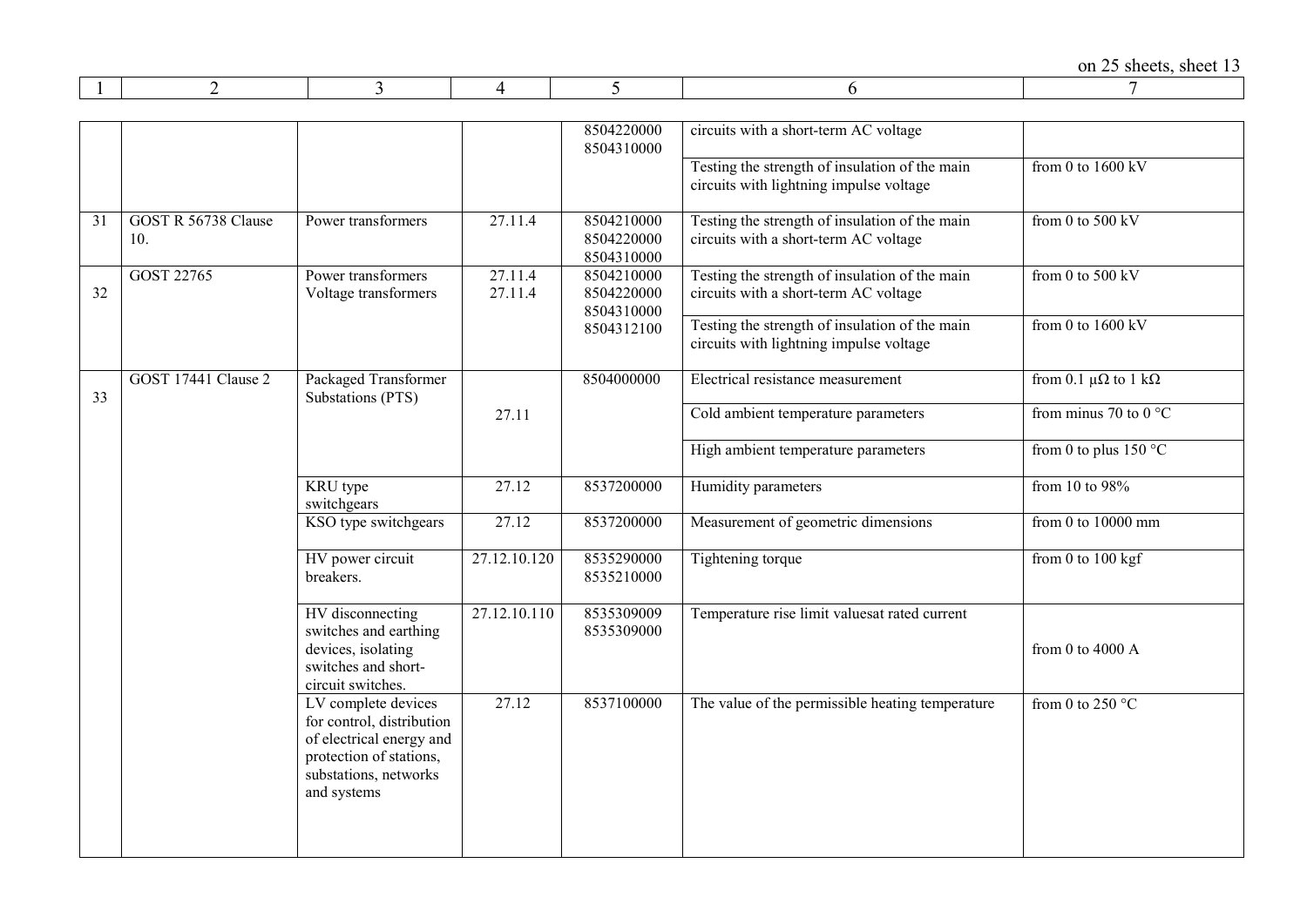| 1 | 2 | 3 | 4 | 5 | 6 | 7 |
|---|---|---|---|---|---|---|
| | | | | 8504220000 8504310000 | circuits with a short-term AC voltage | |
| | | | | | Testing the strength of insulation of the main circuits with lightning impulse voltage | from 0 to 1600 kV |
| 31 | GOST R 56738 Clause 10. | Power transformers | 27.11.4 | 8504210000 8504220000 8504310000 | Testing the strength of insulation of the main circuits with a short-term AC voltage | from 0 to 500 kV |
| 32 | GOST 22765 | Power transformers Voltage transformers | 27.11.4 27.11.4 | 8504210000 8504220000 8504310000 8504312100 | Testing the strength of insulation of the main circuits with a short-term AC voltage | from 0 to 500 kV |
| | | | | | Testing the strength of insulation of the main circuits with lightning impulse voltage | from 0 to 1600 kV |
| 33 | GOST 17441 Clause 2 | Packaged Transformer Substations (PTS) | 27.11 | 8504000000 | Electrical resistance measurement | from 0.1 μΩ to 1 kΩ |
| | | | | | Cold ambient temperature parameters | from minus 70 to 0 °C |
| | | | | | High ambient temperature parameters | from 0 to plus 150 °C |
| | | KRU type switchgears | 27.12 | 8537200000 | Humidity parameters | from 10 to 98% |
| | | KSO type switchgears | 27.12 | 8537200000 | Measurement of geometric dimensions | from 0 to 10000 mm |
| | | HV power circuit breakers. | 27.12.10.120 | 8535290000 8535210000 | Tightening torque | from 0 to 100 kgf |
| | | HV disconnecting switches and earthing devices, isolating switches and short-circuit switches. | 27.12.10.110 | 8535309009 8535309000 | Temperature rise limit valuesat rated current | from 0 to 4000 A |
| | | LV complete devices for control, distribution of electrical energy and protection of stations, substations, networks and systems | 27.12 | 8537100000 | The value of the permissible heating temperature | from 0 to 250 °C |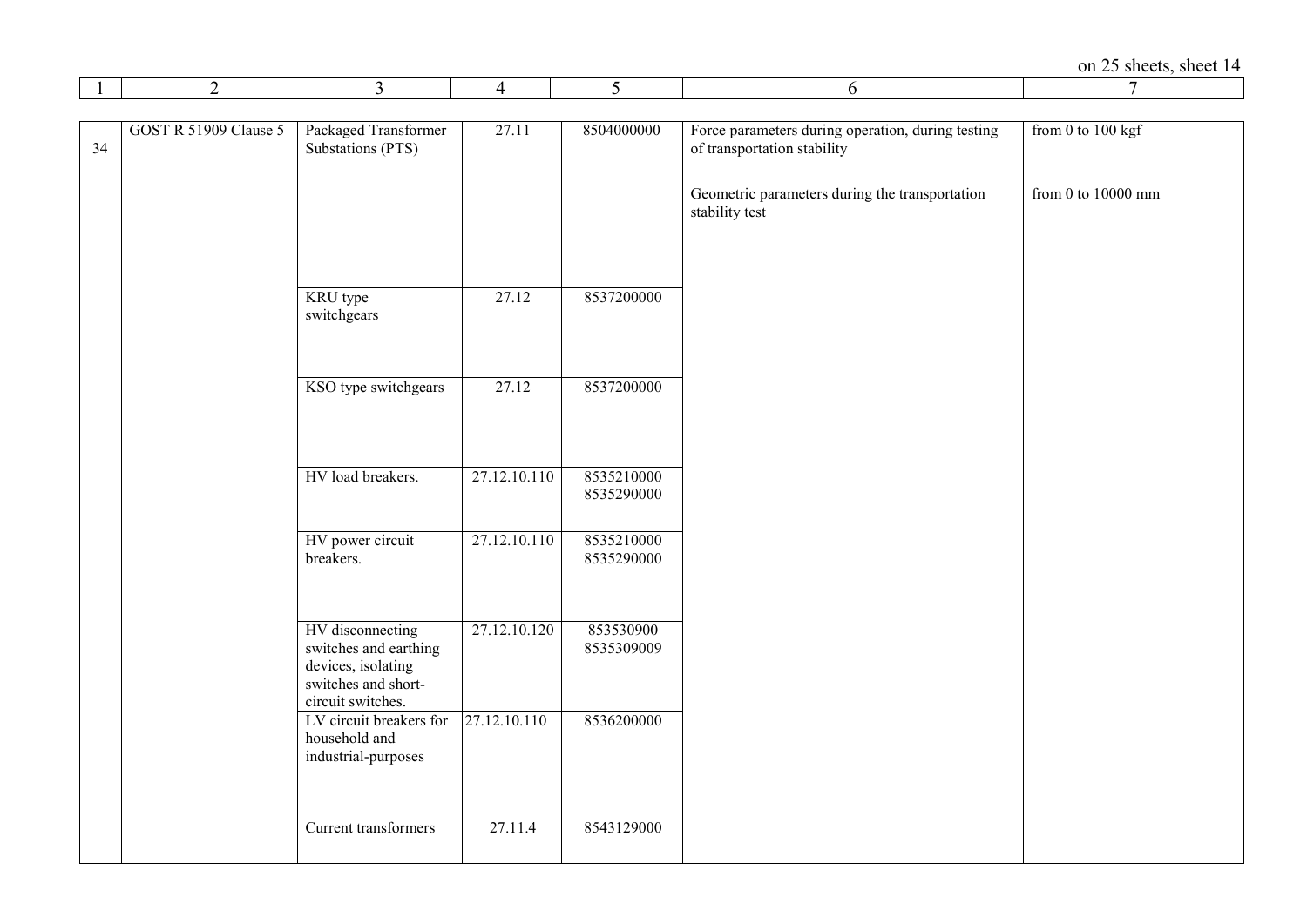| 1 | 2 | 3 | 4 | 5 | 6 | 7 |
|---|---|---|---|---|---|---|
| 34 | GOST R 51909 Clause 5 | Packaged Transformer Substations (PTS) | 27.11 | 8504000000 | Force parameters during operation, during testing of transportation stability | from 0 to 100 kgf |
| | | | | | Geometric parameters during the transportation stability test | from 0 to 10000 mm |
| | | KRU type switchgears | 27.12 | 8537200000 | | |
| | | KSO type switchgears | 27.12 | 8537200000 | | |
| | | HV load breakers. | 27.12.10.110 | 8535210000 8535290000 | | |
| | | HV power circuit breakers. | 27.12.10.110 | 8535210000 8535290000 | | |
| | | HV disconnecting switches and earthing devices, isolating switches and short-circuit switches. | 27.12.10.120 | 853530900 8535309009 | | |
| | | LV circuit breakers for household and industrial-purposes | 27.12.10.110 | 8536200000 | | |
| | | Current transformers | 27.11.4 | 8543129000 | | |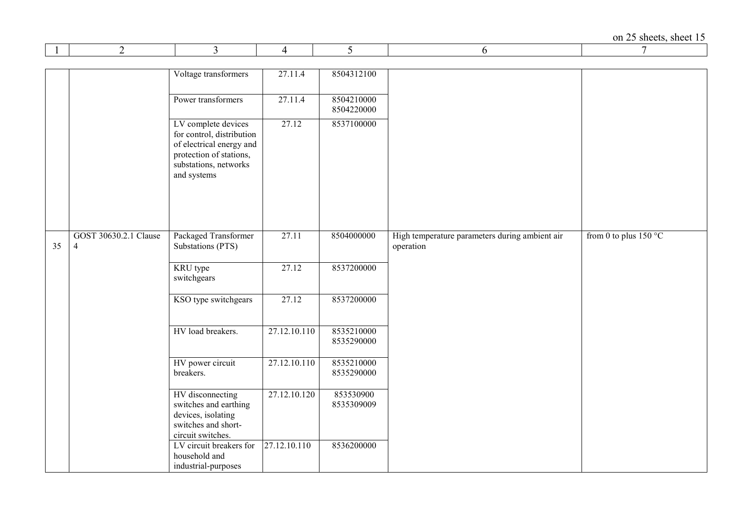| 1 | 2 | 3 | 4 | 5 | 6 | 7 |
|---|---|---|---|---|---|---|
| | | Voltage transformers | 27.11.4 | 8504312100 | | |
| | | Power transformers | 27.11.4 | 8504210000 8504220000 | | |
| | | LV complete devices for control, distribution of electrical energy and protection of stations, substations, networks and systems | 27.12 | 8537100000 | | |
| 35 | GOST 30630.2.1 Clause 4 | Packaged Transformer Substations (PTS) | 27.11 | 8504000000 | High temperature parameters during ambient air operation | from 0 to plus 150 °C |
| | | KRU type switchgears | 27.12 | 8537200000 | | |
| | | KSO type switchgears | 27.12 | 8537200000 | | |
| | | HV load breakers. | 27.12.10.110 | 8535210000 8535290000 | | |
| | | HV power circuit breakers. | 27.12.10.110 | 8535210000 8535290000 | | |
| | | HV disconnecting switches and earthing devices, isolating switches and short-circuit switches. | 27.12.10.120 | 853530900 8535309009 | | |
| | | LV circuit breakers for household and industrial-purposes | 27.12.10.110 | 8536200000 | | |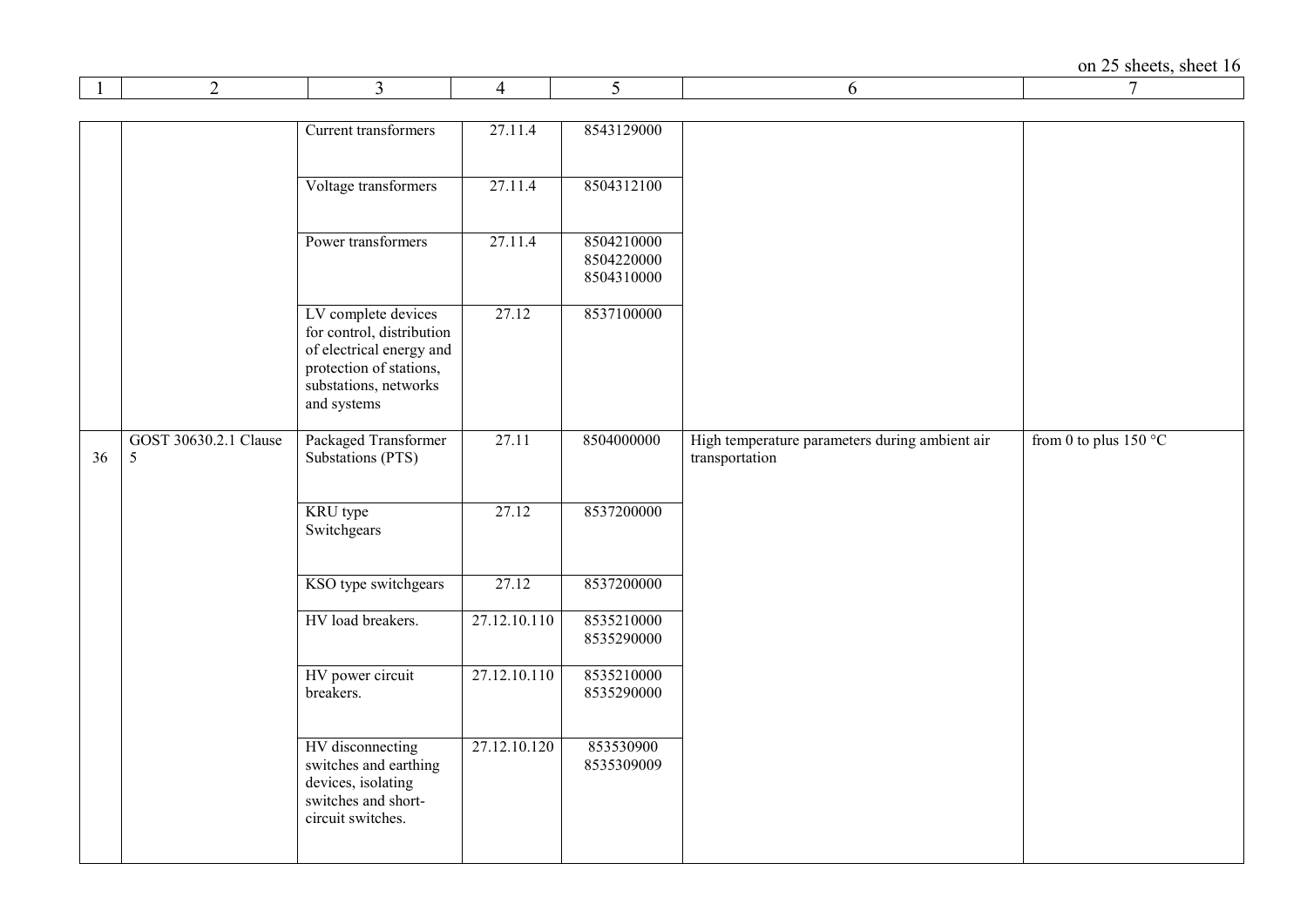| 1 | 2 | 3 | 4 | 5 | 6 | 7 |
|---|---|---|---|---|---|---|
| | | Current transformers | 27.11.4 | 8543129000 | | |
| | | Voltage transformers | 27.11.4 | 8504312100 | | |
| | | Power transformers | 27.11.4 | 8504210000<br>8504220000<br>8504310000 | | |
| | | LV complete devices for control, distribution of electrical energy and protection of stations, substations, networks and systems | 27.12 | 8537100000 | | |
| 36 | GOST 30630.2.1 Clause 5 | Packaged Transformer Substations (PTS) | 27.11 | 8504000000 | High temperature parameters during ambient air transportation | from 0 to plus 150 °C |
| | | KRU type Switchgears | 27.12 | 8537200000 | | |
| | | KSO type switchgears | 27.12 | 8537200000 | | |
| | | HV load breakers. | 27.12.10.110 | 8535210000<br>8535290000 | | |
| | | HV power circuit breakers. | 27.12.10.110 | 8535210000<br>8535290000 | | |
| | | HV disconnecting switches and earthing devices, isolating switches and short-circuit switches. | 27.12.10.120 | 853530900<br>8535309009 | | |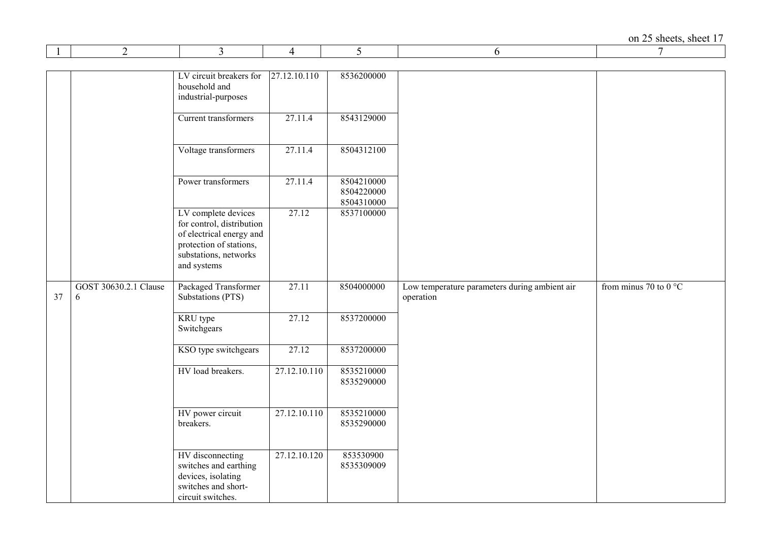| 1 | 2 | 3 | 4 | 5 | 6 | 7 |
|---|---|---|---|---|---|---|
| | | LV circuit breakers for household and industrial-purposes | 27.12.10.110 | 8536200000 | | |
| | | Current transformers | 27.11.4 | 8543129000 | | |
| | | Voltage transformers | 27.11.4 | 8504312100 | | |
| | | Power transformers | 27.11.4 | 8504210000<br>8504220000<br>8504310000 | | |
| | | LV complete devices for control, distribution of electrical energy and protection of stations, substations, networks and systems | 27.12 | 8537100000 | | |
| 37 | GOST 30630.2.1 Clause 6 | Packaged Transformer Substations (PTS) | 27.11 | 8504000000 | Low temperature parameters during ambient air operation | from minus 70 to 0 °C |
| | | KRU type Switchgears | 27.12 | 8537200000 | | |
| | | KSO type switchgears | 27.12 | 8537200000 | | |
| | | HV load breakers. | 27.12.10.110 | 8535210000<br>8535290000 | | |
| | | HV power circuit breakers. | 27.12.10.110 | 8535210000<br>8535290000 | | |
| | | HV disconnecting switches and earthing devices, isolating switches and short-circuit switches. | 27.12.10.120 | 853530900<br>8535309009 | | |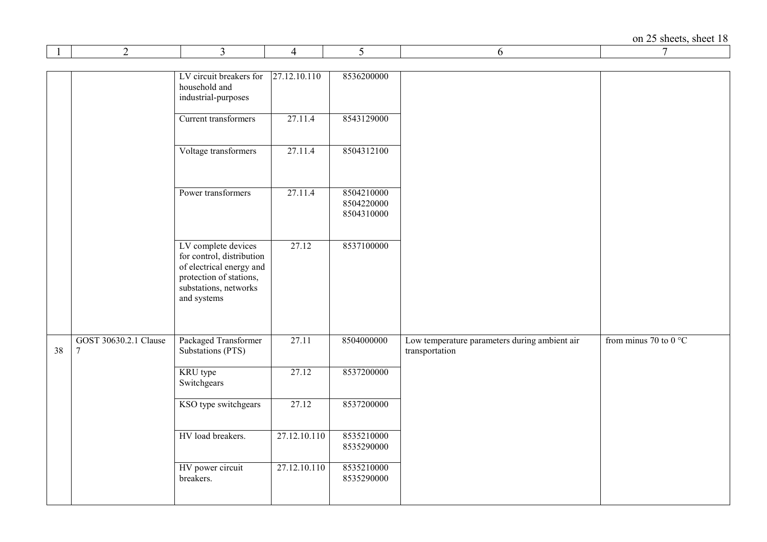| 1 | 2 | 3 | 4 | 5 | 6 | 7 |
|---|---|---|---|---|---|---|
| | | LV circuit breakers for household and industrial-purposes | 27.12.10.110 | 8536200000 | | |
| | | Current transformers | 27.11.4 | 8543129000 | | |
| | | Voltage transformers | 27.11.4 | 8504312100 | | |
| | | Power transformers | 27.11.4 | 8504210000<br>8504220000<br>8504310000 | | |
| | | LV complete devices for control, distribution of electrical energy and protection of stations, substations, networks and systems | 27.12 | 8537100000 | | |
| 38 | GOST 30630.2.1 Clause 7 | Packaged Transformer Substations (PTS) | 27.11 | 8504000000 | Low temperature parameters during ambient air transportation | from minus 70 to 0 °C |
| | | KRU type Switchgears | 27.12 | 8537200000 | | |
| | | KSO type switchgears | 27.12 | 8537200000 | | |
| | | HV load breakers. | 27.12.10.110 | 8535210000<br>8535290000 | | |
| | | HV power circuit breakers. | 27.12.10.110 | 8535210000<br>8535290000 | | |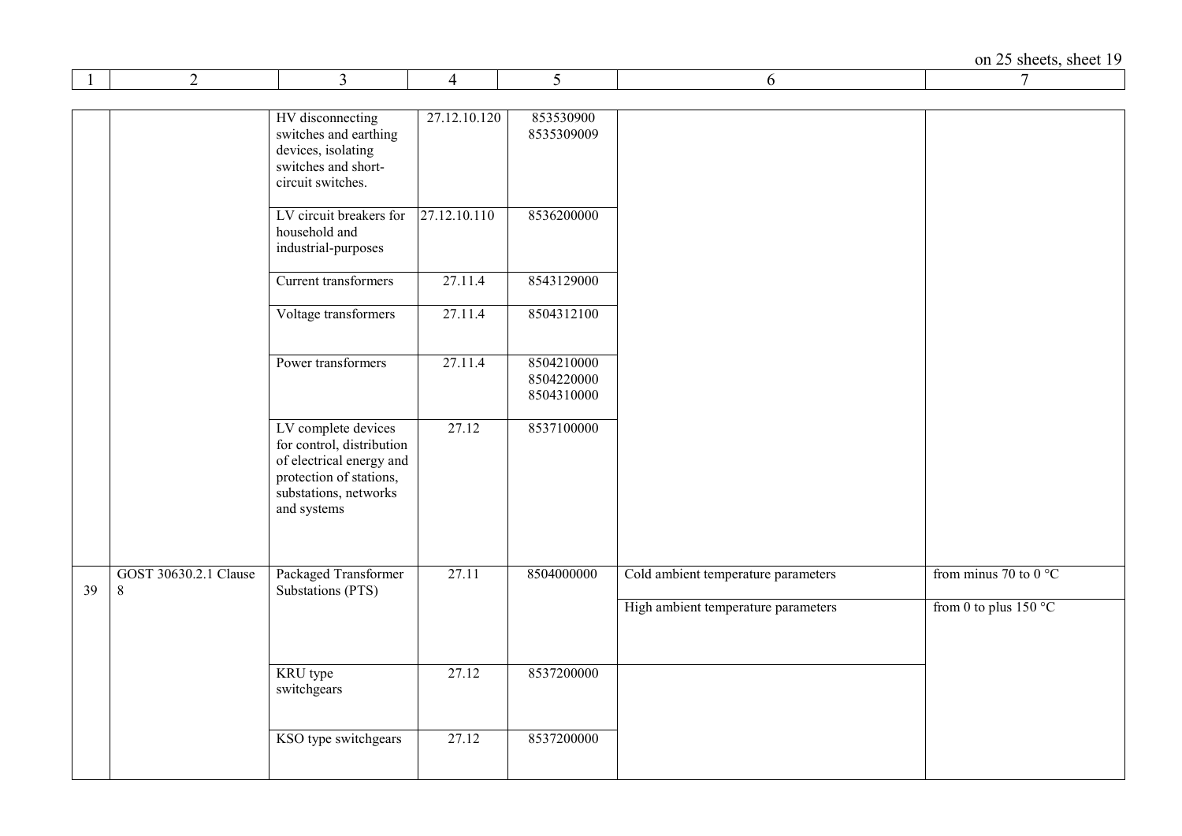| 1 | 2 | 3 | 4 | 5 | 6 | 7 |
|---|---|---|---|---|---|---|
| | | HV disconnecting switches and earthing devices, isolating switches and short-circuit switches. | 27.12.10.120 | 853530900 8535309009 | | |
| | | LV circuit breakers for household and industrial-purposes | 27.12.10.110 | 8536200000 | | |
| | | Current transformers | 27.11.4 | 8543129000 | | |
| | | Voltage transformers | 27.11.4 | 8504312100 | | |
| | | Power transformers | 27.11.4 | 8504210000 8504220000 8504310000 | | |
| | | LV complete devices for control, distribution of electrical energy and protection of stations, substations, networks and systems | 27.12 | 8537100000 | | |
| 39 | GOST 30630.2.1 Clause 8 | Packaged Transformer Substations (PTS) | 27.11 | 8504000000 | Cold ambient temperature parameters | from minus 70 to 0 °C |
| | | | | | High ambient temperature parameters | from 0 to plus 150 °C |
| | | KRU type switchgears | 27.12 | 8537200000 | | |
| | | KSO type switchgears | 27.12 | 8537200000 | | |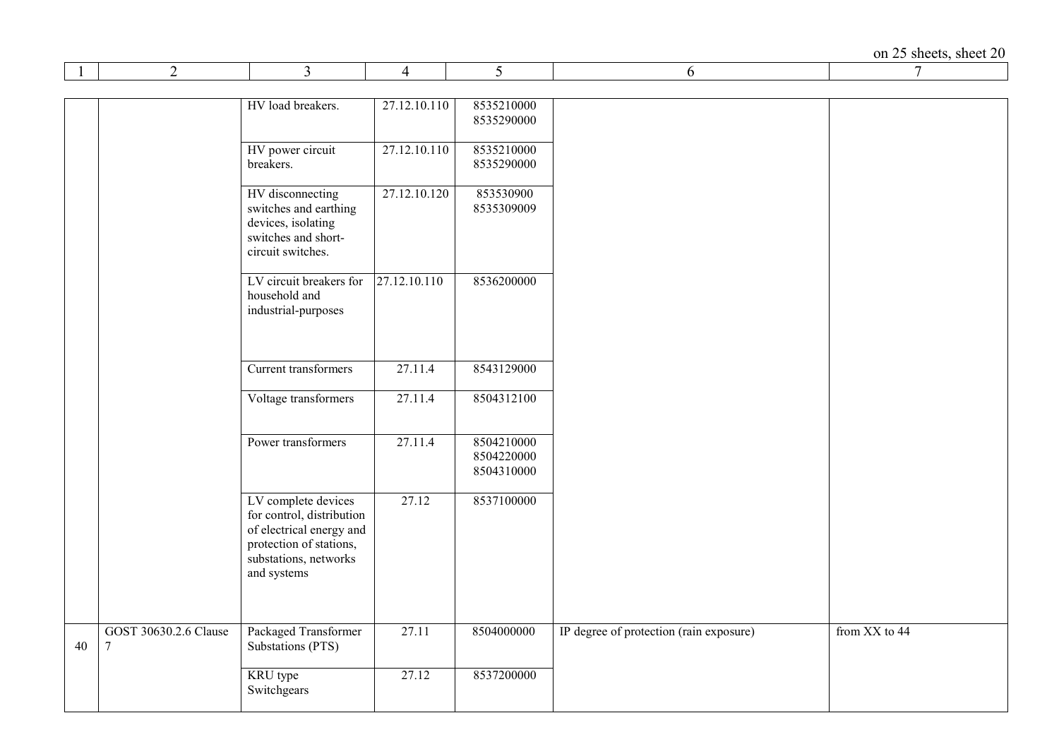| 1 | 2 | 3 | 4 | 5 | 6 | 7 |
|---|---|---|---|---|---|---|
| | | HV load breakers. | 27.12.10.110 | 8535210000 8535290000 | | |
| | | HV power circuit breakers. | 27.12.10.110 | 8535210000 8535290000 | | |
| | | HV disconnecting switches and earthing devices, isolating switches and short-circuit switches. | 27.12.10.120 | 853530900 8535309009 | | |
| | | LV circuit breakers for household and industrial-purposes | 27.12.10.110 | 8536200000 | | |
| | | Current transformers | 27.11.4 | 8543129000 | | |
| | | Voltage transformers | 27.11.4 | 8504312100 | | |
| | | Power transformers | 27.11.4 | 8504210000 8504220000 8504310000 | | |
| | | LV complete devices for control, distribution of electrical energy and protection of stations, substations, networks and systems | 27.12 | 8537100000 | | |
| 40 | GOST 30630.2.6 Clause 7 | Packaged Transformer Substations (PTS) | 27.11 | 8504000000 | IP degree of protection (rain exposure) | from XX to 44 |
| | | KRU type Switchgears | 27.12 | 8537200000 | | |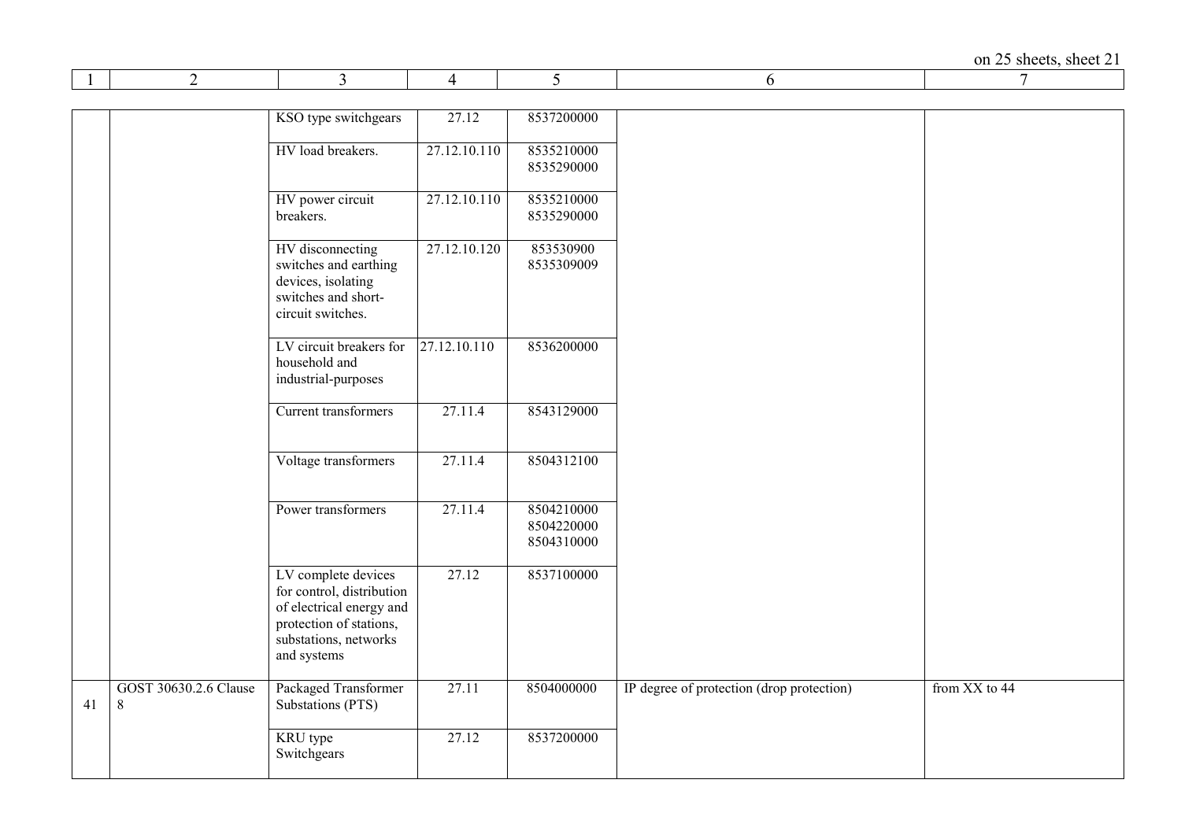| 1 | 2 | 3 | 4 | 5 | 6 | 7 |
|---|---|---|---|---|---|---|
| | | KSO type switchgears | 27.12 | 8537200000 | | |
| | | HV load breakers. | 27.12.10.110 | 8535210000<br>8535290000 | | |
| | | HV power circuit breakers. | 27.12.10.110 | 8535210000<br>8535290000 | | |
| | | HV disconnecting switches and earthing devices, isolating switches and short-circuit switches. | 27.12.10.120 | 853530900<br>8535309009 | | |
| | | LV circuit breakers for household and industrial-purposes | 27.12.10.110 | 8536200000 | | |
| | | Current transformers | 27.11.4 | 8543129000 | | |
| | | Voltage transformers | 27.11.4 | 8504312100 | | |
| | | Power transformers | 27.11.4 | 8504210000<br>8504220000<br>8504310000 | | |
| | | LV complete devices for control, distribution of electrical energy and protection of stations, substations, networks and systems | 27.12 | 8537100000 | | |
| 41 | GOST 30630.2.6 Clause 8 | Packaged Transformer Substations (PTS) | 27.11 | 8504000000 | IP degree of protection (drop protection) | from XX to 44 |
| | | KRU type Switchgears | 27.12 | 8537200000 | | |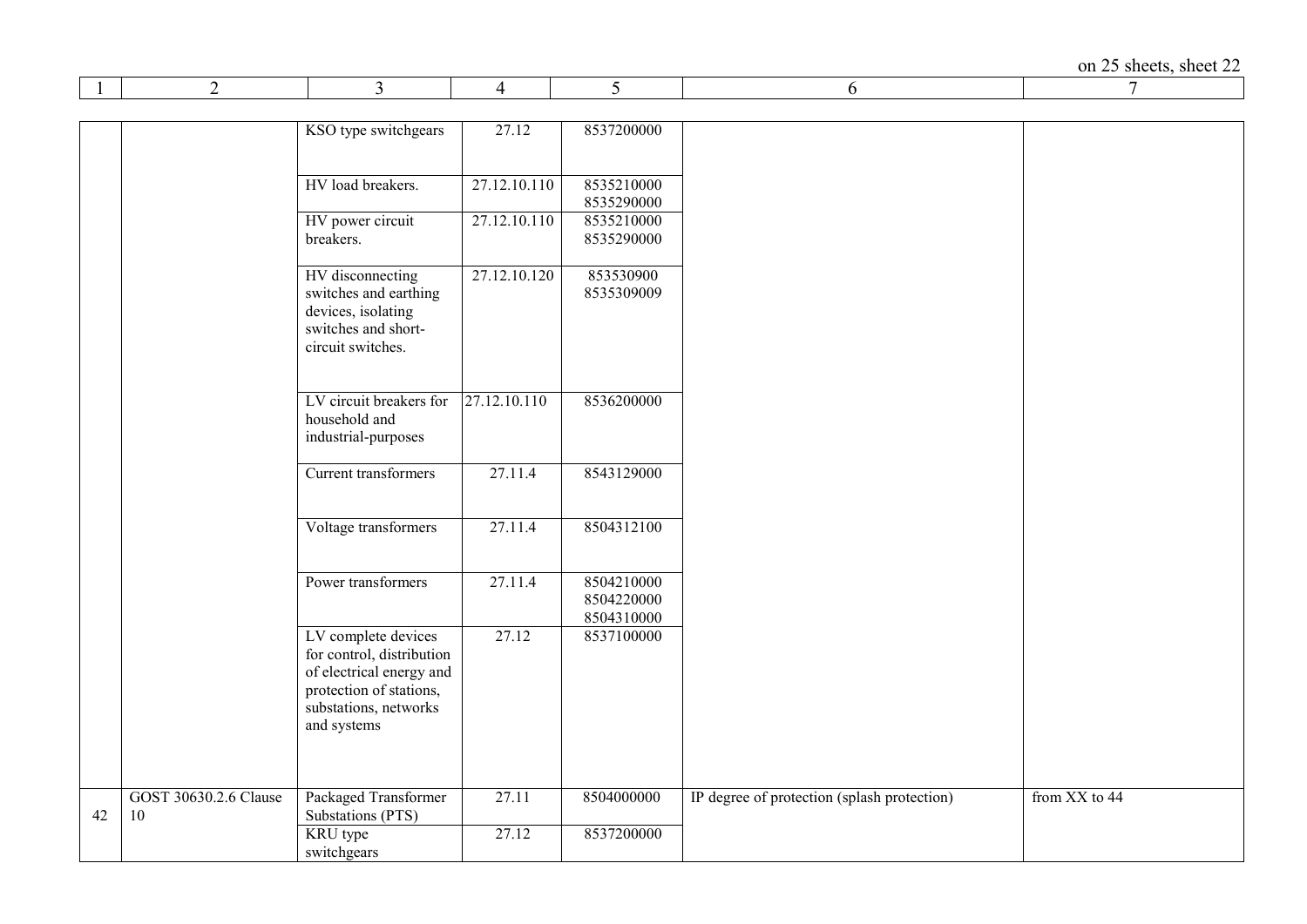| 1 | 2 | 3 | 4 | 5 | 6 | 7 |
|---|---|---|---|---|---|---|
| | | KSO type switchgears | 27.12 | 8537200000 | | |
| | | HV load breakers. | 27.12.10.110 | 8535210000 8535290000 | | |
| | | HV power circuit breakers. | 27.12.10.110 | 8535210000 8535290000 | | |
| | | HV disconnecting switches and earthing devices, isolating switches and short-circuit switches. | 27.12.10.120 | 853530900 8535309009 | | |
| | | LV circuit breakers for household and industrial-purposes | 27.12.10.110 | 8536200000 | | |
| | | Current transformers | 27.11.4 | 8543129000 | | |
| | | Voltage transformers | 27.11.4 | 8504312100 | | |
| | | Power transformers | 27.11.4 | 8504210000 8504220000 8504310000 | | |
| | | LV complete devices for control, distribution of electrical energy and protection of stations, substations, networks and systems | 27.12 | 8537100000 | | |
| 42 | GOST 30630.2.6 Clause 10 | Packaged Transformer Substations (PTS) | 27.11 | 8504000000 | IP degree of protection (splash protection) | from XX to 44 |
| | | KRU type switchgears | 27.12 | 8537200000 | | |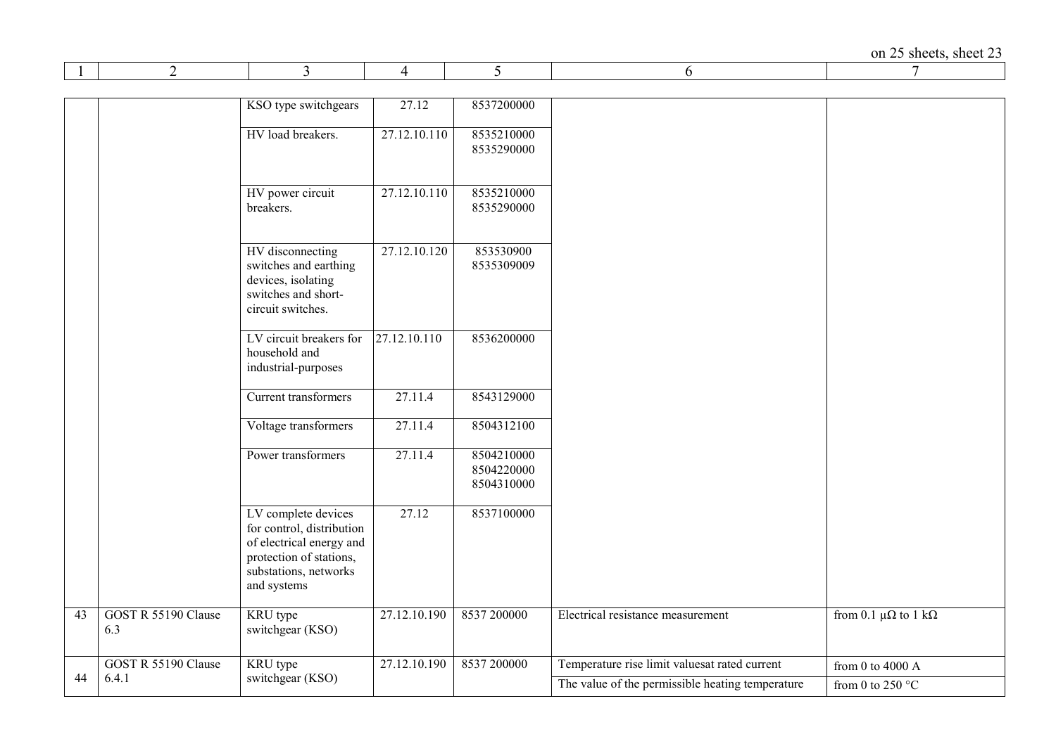| 1 | 2 | 3 | 4 | 5 | 6 | 7 |
|---|---|---|---|---|---|---|
| | | KSO type switchgears | 27.12 | 8537200000 | | |
| | | HV load breakers. | 27.12.10.110 | 8535210000<br>8535290000 | | |
| | | HV power circuit breakers. | 27.12.10.110 | 8535210000<br>8535290000 | | |
| | | HV disconnecting switches and earthing devices, isolating switches and short-circuit switches. | 27.12.10.120 | 853530900<br>8535309009 | | |
| | | LV circuit breakers for household and industrial-purposes | 27.12.10.110 | 8536200000 | | |
| | | Current transformers | 27.11.4 | 8543129000 | | |
| | | Voltage transformers | 27.11.4 | 8504312100 | | |
| | | Power transformers | 27.11.4 | 8504210000<br>8504220000<br>8504310000 | | |
| | | LV complete devices for control, distribution of electrical energy and protection of stations, substations, networks and systems | 27.12 | 8537100000 | | |
| 43 | GOST R 55190 Clause 6.3 | KRU type switchgear (KSO) | 27.12.10.190 | 8537 200000 | Electrical resistance measurement | from 0.1 μΩ to 1 kΩ |
| 44 | GOST R 55190 Clause 6.4.1 | KRU type switchgear (KSO) | 27.12.10.190 | 8537 200000 | Temperature rise limit valuesat rated current | from 0 to 4000 A |
| | | | | | The value of the permissible heating temperature | from 0 to 250 °C |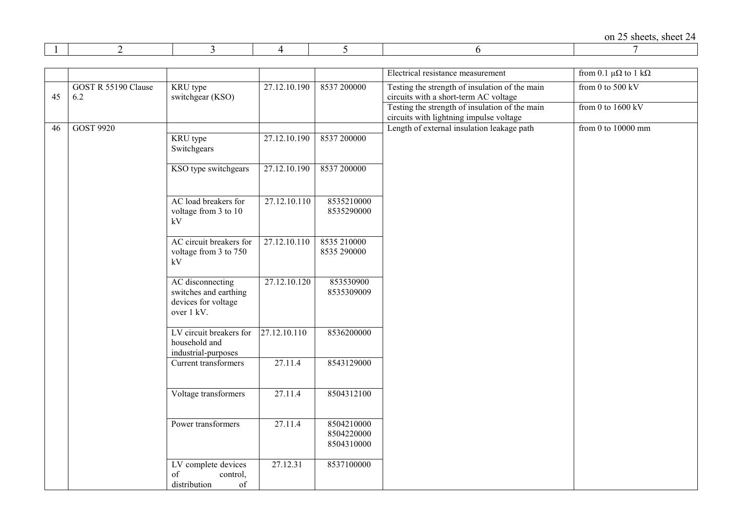| 1 | 2 | 3 | 4 | 5 | 6 | 7 |
|---|---|---|---|---|---|---|
| | | | | | Electrical resistance measurement | from 0.1 μΩ to 1 kΩ |
| 45 | GOST R 55190 Clause 6.2 | KRU type switchgear (KSO) | 27.12.10.190 | 8537 200000 | Testing the strength of insulation of the main circuits with a short-term AC voltage | from 0 to 500 kV |
| | | | | | Testing the strength of insulation of the main circuits with lightning impulse voltage | from 0 to 1600 kV |
| 46 | GOST 9920 | | | | Length of external insulation leakage path | from 0 to 10000 mm |
| | | KRU type Switchgears | 27.12.10.190 | 8537 200000 | | |
| | | KSO type switchgears | 27.12.10.190 | 8537 200000 | | |
| | | AC load breakers for voltage from 3 to 10 kV | 27.12.10.110 | 8535210000 8535290000 | | |
| | | AC circuit breakers for voltage from 3 to 750 kV | 27.12.10.110 | 8535 210000 8535 290000 | | |
| | | AC disconnecting switches and earthing devices for voltage over 1 kV. | 27.12.10.120 | 853530900 8535309009 | | |
| | | LV circuit breakers for household and industrial-purposes | 27.12.10.110 | 8536200000 | | |
| | | Current transformers | 27.11.4 | 8543129000 | | |
| | | Voltage transformers | 27.11.4 | 8504312100 | | |
| | | Power transformers | 27.11.4 | 8504210000 8504220000 8504310000 | | |
| | | LV complete devices of control, distribution of | 27.12.31 | 8537100000 | | |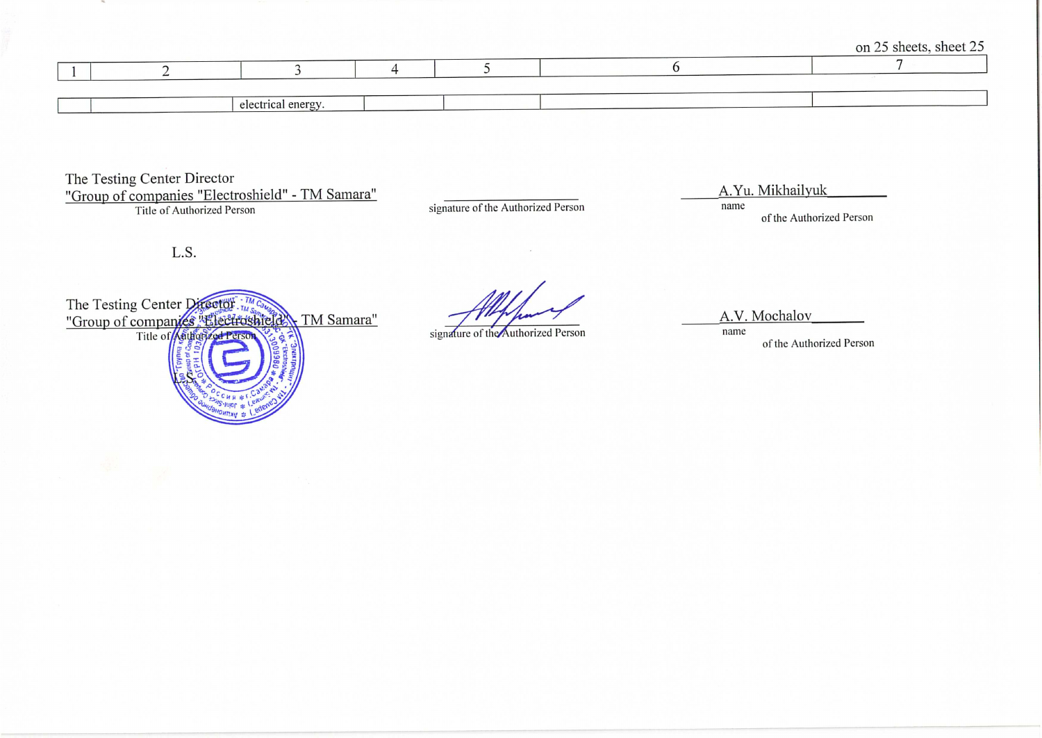| 1 | 2 | 3 | 4 | 5 | 6 | 7 |
|---|---|---|---|---|---|---|
| | | electrical energy. | | | | |

The Testing Center Director
"Group of companies "Electroshield" - TM Samara"
Title of Authorized Person

signature of the Authorized Person

A.Yu. Mikhailyuk
name of the Authorized Person

L.S.

The Testing Center Director
"Group of companies "Electroshield" - TM Samara"
Title of Authorized Person

L.S.

signature of the Authorized Person

A.V. Mochalov
name of the Authorized Person